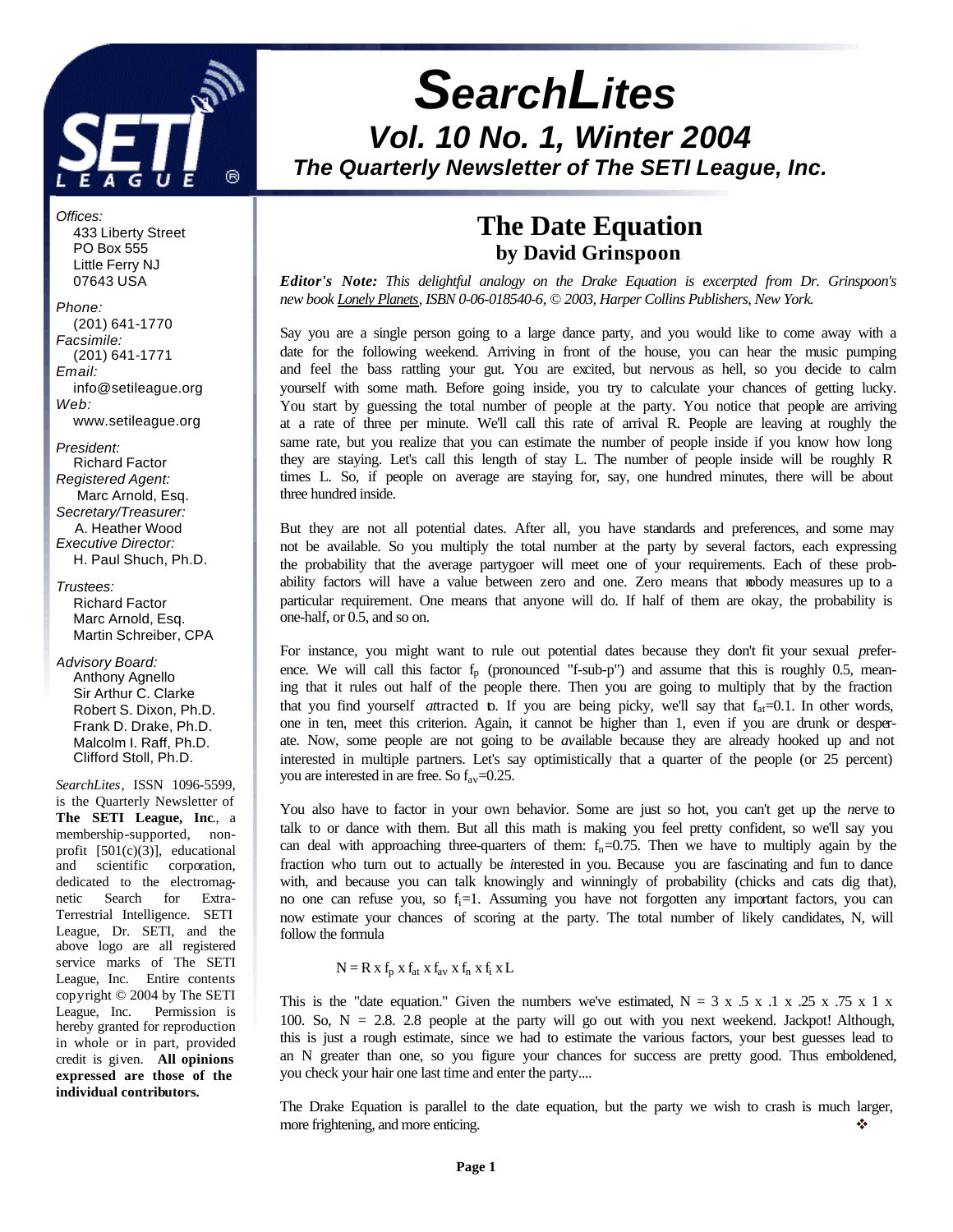# *SearchLites*

## *Vol. 10 No. 1, Winter 2004*

### *The Quarterly Newsletter of The SETI League, Inc.*

*Offices:*
433 Liberty Street
PO Box 555
Little Ferry NJ
07643 USA

*Phone:*
(201) 641-1770
*Facsimile:*
(201) 641-1771
*Email:*
info@setileague.org
*Web:*
www.setileague.org

*President:*
Richard Factor
*Registered Agent:*
Marc Arnold, Esq.
*Secretary/Treasurer:*
A. Heather Wood
*Executive Director:*
H. Paul Shuch, Ph.D.

*Trustees:*
Richard Factor
Marc Arnold, Esq.
Martin Schreiber, CPA

*Advisory Board:*
Anthony Agnello
Sir Arthur C. Clarke
Robert S. Dixon, Ph.D.
Frank D. Drake, Ph.D.
Malcolm I. Raff, Ph.D.
Clifford Stoll, Ph.D.

*SearchLites*, ISSN 1096-5599, is the Quarterly Newsletter of **The SETI League, Inc.**, a membership-supported, non-profit [501(c)(3)], educational and scientific corporation, dedicated to the electromagnetic Search for Extra-Terrestrial Intelligence. SETI League, Dr. SETI, and the above logo are all registered service marks of The SETI League, Inc. Entire contents copyright © 2004 by The SETI League, Inc. Permission is hereby granted for reproduction in whole or in part, provided credit is given. **All opinions expressed are those of the individual contributors.**

## The Date Equation

### by David Grinspoon

***Editor's Note:*** *This delightful analogy on the Drake Equation is excerpted from Dr. Grinspoon's new book Lonely Planets, ISBN 0-06-018540-6, © 2003, Harper Collins Publishers, New York.*

Say you are a single person going to a large dance party, and you would like to come away with a date for the following weekend. Arriving in front of the house, you can hear the music pumping and feel the bass rattling your gut. You are excited, but nervous as hell, so you decide to calm yourself with some math. Before going inside, you try to calculate your chances of getting lucky. You start by guessing the total number of people at the party. You notice that people are arriving at a rate of three per minute. We'll call this rate of arrival R. People are leaving at roughly the same rate, but you realize that you can estimate the number of people inside if you know how long they are staying. Let's call this length of stay L. The number of people inside will be roughly R times L. So, if people on average are staying for, say, one hundred minutes, there will be about three hundred inside.

But they are not all potential dates. After all, you have standards and preferences, and some may not be available. So you multiply the total number at the party by several factors, each expressing the probability that the average partygoer will meet one of your requirements. Each of these probability factors will have a value between zero and one. Zero means that nobody measures up to a particular requirement. One means that anyone will do. If half of them are okay, the probability is one-half, or 0.5, and so on.

For instance, you might want to rule out potential dates because they don't fit your sexual *p*reference. We will call this factor $f_p$ (pronounced "f-sub-p") and assume that this is roughly 0.5, meaning that it rules out half of the people there. Then you are going to multiply that by the fraction that you find yourself *at*tracted to. If you are being picky, we'll say that $f_{at}$=0.1. In other words, one in ten, meet this criterion. Again, it cannot be higher than 1, even if you are drunk or desperate. Now, some people are not going to be *av*ailable because they are already hooked up and not interested in multiple partners. Let's say optimistically that a quarter of the people (or 25 percent) you are interested in are free. So $f_{av}$=0.25.

You also have to factor in your own behavior. Some are just so hot, you can't get up the *n*erve to talk to or dance with them. But all this math is making you feel pretty confident, so we'll say you can deal with approaching three-quarters of them: $f_n$=0.75. Then we have to multiply again by the fraction who turn out to actually be *i*nterested in you. Because you are fascinating and fun to dance with, and because you can talk knowingly and winningly of probability (chicks and cats dig that), no one can refuse you, so $f_i$=1. Assuming you have not forgotten any important factors, you can now estimate your chances of scoring at the party. The total number of likely candidates, N, will follow the formula

$$N = R \times f_p \times f_{at} \times f_{av} \times f_n \times f_i \times L$$

This is the "date equation." Given the numbers we've estimated, N = 3 x .5 x .1 x .25 x .75 x 1 x 100. So, N = 2.8. 2.8 people at the party will go out with you next weekend. Jackpot! Although, this is just a rough estimate, since we had to estimate the various factors, your best guesses lead to an N greater than one, so you figure your chances for success are pretty good. Thus emboldened, you check your hair one last time and enter the party....

The Drake Equation is parallel to the date equation, but the party we wish to crash is much larger, more frightening, and more enticing. ❖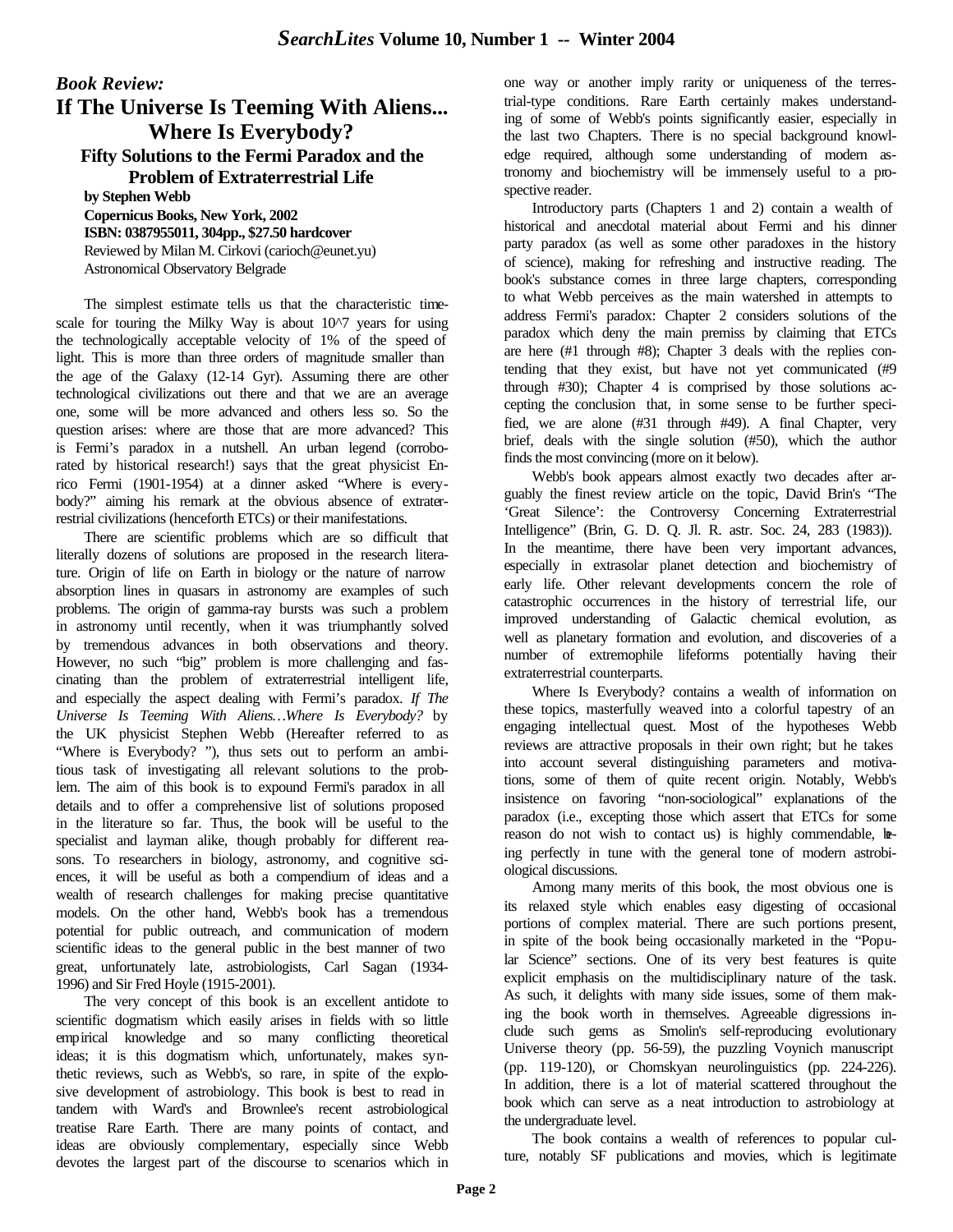## *Book Review:*

# If The Universe Is Teeming With Aliens... Where Is Everybody?

### Fifty Solutions to the Fermi Paradox and the Problem of Extraterrestrial Life

**by Stephen Webb**
**Copernicus Books, New York, 2002**
**ISBN: 0387955011, 304pp., $27.50 hardcover**
Reviewed by Milan M. Cirkovi (carioch@eunet.yu)
Astronomical Observatory Belgrade

The simplest estimate tells us that the characteristic timescale for touring the Milky Way is about 10^7 years for using the technologically acceptable velocity of 1% of the speed of light. This is more than three orders of magnitude smaller than the age of the Galaxy (12-14 Gyr). Assuming there are other technological civilizations out there and that we are an average one, some will be more advanced and others less so. So the question arises: where are those that are more advanced? This is Fermi's paradox in a nutshell. An urban legend (corroborated by historical research!) says that the great physicist Enrico Fermi (1901-1954) at a dinner asked "Where is everybody?" aiming his remark at the obvious absence of extraterrestrial civilizations (henceforth ETCs) or their manifestations.

There are scientific problems which are so difficult that literally dozens of solutions are proposed in the research literature. Origin of life on Earth in biology or the nature of narrow absorption lines in quasars in astronomy are examples of such problems. The origin of gamma-ray bursts was such a problem in astronomy until recently, when it was triumphantly solved by tremendous advances in both observations and theory. However, no such "big" problem is more challenging and fascinating than the problem of extraterrestrial intelligent life, and especially the aspect dealing with Fermi's paradox. *If The Universe Is Teeming With Aliens…Where Is Everybody?* by the UK physicist Stephen Webb (Hereafter referred to as "Where is Everybody? "), thus sets out to perform an ambitious task of investigating all relevant solutions to the problem. The aim of this book is to expound Fermi's paradox in all details and to offer a comprehensive list of solutions proposed in the literature so far. Thus, the book will be useful to the specialist and layman alike, though probably for different reasons. To researchers in biology, astronomy, and cognitive sciences, it will be useful as both a compendium of ideas and a wealth of research challenges for making precise quantitative models. On the other hand, Webb's book has a tremendous potential for public outreach, and communication of modern scientific ideas to the general public in the best manner of two great, unfortunately late, astrobiologists, Carl Sagan (1934-1996) and Sir Fred Hoyle (1915-2001).

The very concept of this book is an excellent antidote to scientific dogmatism which easily arises in fields with so little empirical knowledge and so many conflicting theoretical ideas; it is this dogmatism which, unfortunately, makes synthetic reviews, such as Webb's, so rare, in spite of the explosive development of astrobiology. This book is best to read in tandem with Ward's and Brownlee's recent astrobiological treatise Rare Earth. There are many points of contact, and ideas are obviously complementary, especially since Webb devotes the largest part of the discourse to scenarios which in one way or another imply rarity or uniqueness of the terrestrial-type conditions. Rare Earth certainly makes understanding of some of Webb's points significantly easier, especially in the last two Chapters. There is no special background knowledge required, although some understanding of modern astronomy and biochemistry will be immensely useful to a prospective reader.

Introductory parts (Chapters 1 and 2) contain a wealth of historical and anecdotal material about Fermi and his dinner party paradox (as well as some other paradoxes in the history of science), making for refreshing and instructive reading. The book's substance comes in three large chapters, corresponding to what Webb perceives as the main watershed in attempts to address Fermi's paradox: Chapter 2 considers solutions of the paradox which deny the main premiss by claiming that ETCs are here (#1 through #8); Chapter 3 deals with the replies contending that they exist, but have not yet communicated (#9 through #30); Chapter 4 is comprised by those solutions accepting the conclusion that, in some sense to be further specified, we are alone (#31 through #49). A final Chapter, very brief, deals with the single solution (#50), which the author finds the most convincing (more on it below).

Webb's book appears almost exactly two decades after arguably the finest review article on the topic, David Brin's "The 'Great Silence': the Controversy Concerning Extraterrestrial Intelligence" (Brin, G. D. Q. Jl. R. astr. Soc. 24, 283 (1983)). In the meantime, there have been very important advances, especially in extrasolar planet detection and biochemistry of early life. Other relevant developments concern the role of catastrophic occurrences in the history of terrestrial life, our improved understanding of Galactic chemical evolution, as well as planetary formation and evolution, and discoveries of a number of extremophile lifeforms potentially having their extraterrestrial counterparts.

Where Is Everybody? contains a wealth of information on these topics, masterfully weaved into a colorful tapestry of an engaging intellectual quest. Most of the hypotheses Webb reviews are attractive proposals in their own right; but he takes into account several distinguishing parameters and motivations, some of them of quite recent origin. Notably, Webb's insistence on favoring "non-sociological" explanations of the paradox (i.e., excepting those which assert that ETCs for some reason do not wish to contact us) is highly commendable, being perfectly in tune with the general tone of modern astrobiological discussions.

Among many merits of this book, the most obvious one is its relaxed style which enables easy digesting of occasional portions of complex material. There are such portions present, in spite of the book being occasionally marketed in the "Popular Science" sections. One of its very best features is quite explicit emphasis on the multidisciplinary nature of the task. As such, it delights with many side issues, some of them making the book worth in themselves. Agreeable digressions include such gems as Smolin's self-reproducing evolutionary Universe theory (pp. 56-59), the puzzling Voynich manuscript (pp. 119-120), or Chomskyan neurolinguistics (pp. 224-226). In addition, there is a lot of material scattered throughout the book which can serve as a neat introduction to astrobiology at the undergraduate level.

The book contains a wealth of references to popular culture, notably SF publications and movies, which is legitimate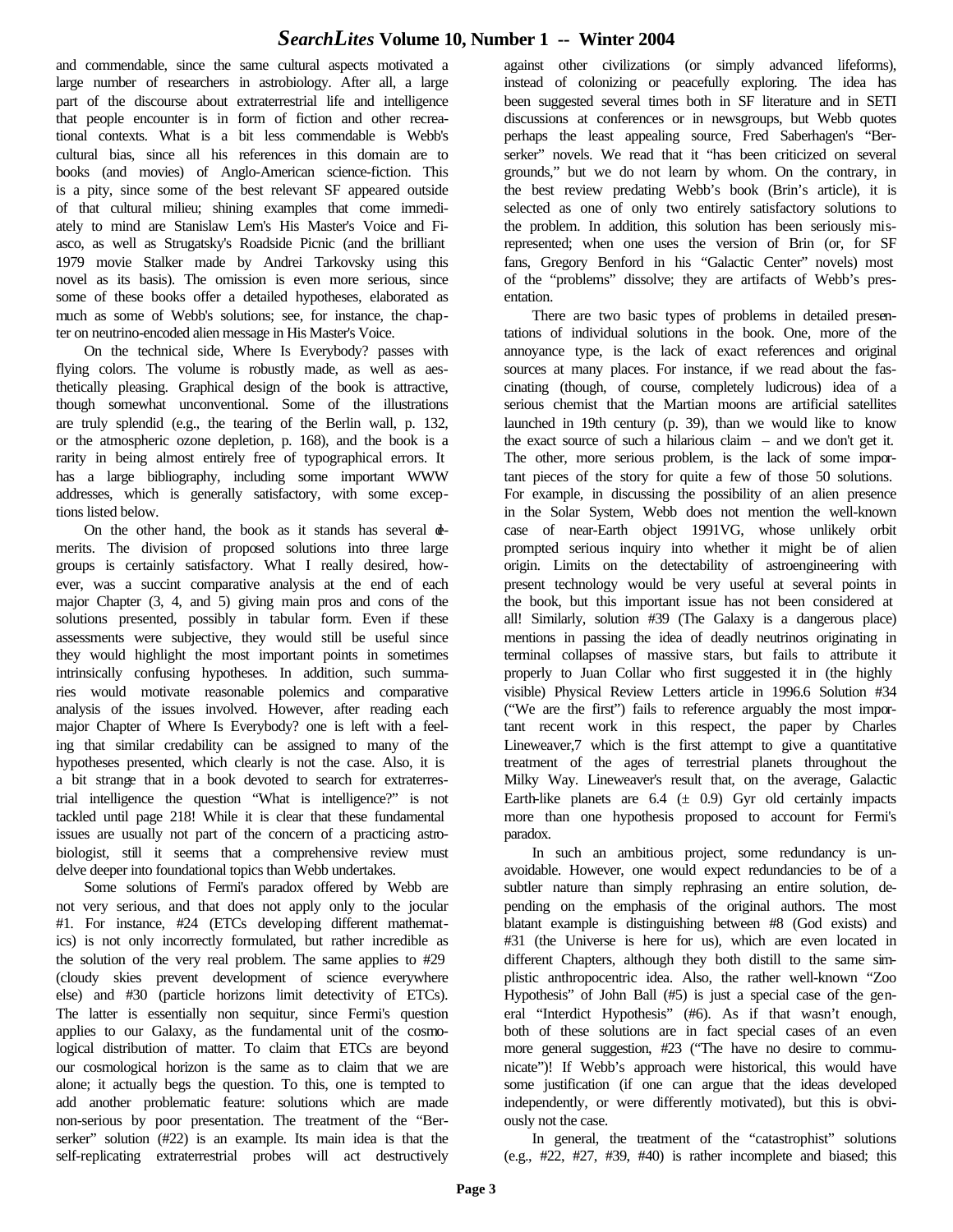and commendable, since the same cultural aspects motivated a large number of researchers in astrobiology. After all, a large part of the discourse about extraterrestrial life and intelligence that people encounter is in form of fiction and other recreational contexts. What is a bit less commendable is Webb's cultural bias, since all his references in this domain are to books (and movies) of Anglo-American science-fiction. This is a pity, since some of the best relevant SF appeared outside of that cultural milieu; shining examples that come immediately to mind are Stanislaw Lem's His Master's Voice and Fiasco, as well as Strugatsky's Roadside Picnic (and the brilliant 1979 movie Stalker made by Andrei Tarkovsky using this novel as its basis). The omission is even more serious, since some of these books offer a detailed hypotheses, elaborated as much as some of Webb's solutions; see, for instance, the chapter on neutrino-encoded alien message in His Master's Voice.

On the technical side, Where Is Everybody? passes with flying colors. The volume is robustly made, as well as aesthetically pleasing. Graphical design of the book is attractive, though somewhat unconventional. Some of the illustrations are truly splendid (e.g., the tearing of the Berlin wall, p. 132, or the atmospheric ozone depletion, p. 168), and the book is a rarity in being almost entirely free of typographical errors. It has a large bibliography, including some important WWW addresses, which is generally satisfactory, with some exceptions listed below.

On the other hand, the book as it stands has several demerits. The division of proposed solutions into three large groups is certainly satisfactory. What I really desired, however, was a succint comparative analysis at the end of each major Chapter (3, 4, and 5) giving main pros and cons of the solutions presented, possibly in tabular form. Even if these assessments were subjective, they would still be useful since they would highlight the most important points in sometimes intrinsically confusing hypotheses. In addition, such summaries would motivate reasonable polemics and comparative analysis of the issues involved. However, after reading each major Chapter of Where Is Everybody? one is left with a feeling that similar credability can be assigned to many of the hypotheses presented, which clearly is not the case. Also, it is a bit strange that in a book devoted to search for extraterrestrial intelligence the question "What is intelligence?" is not tackled until page 218! While it is clear that these fundamental issues are usually not part of the concern of a practicing astrobiologist, still it seems that a comprehensive review must delve deeper into foundational topics than Webb undertakes.

Some solutions of Fermi's paradox offered by Webb are not very serious, and that does not apply only to the jocular #1. For instance, #24 (ETCs developing different mathematics) is not only incorrectly formulated, but rather incredible as the solution of the very real problem. The same applies to #29 (cloudy skies prevent development of science everywhere else) and #30 (particle horizons limit detectivity of ETCs). The latter is essentially non sequitur, since Fermi's question applies to our Galaxy, as the fundamental unit of the cosmological distribution of matter. To claim that ETCs are beyond our cosmological horizon is the same as to claim that we are alone; it actually begs the question. To this, one is tempted to add another problematic feature: solutions which are made non-serious by poor presentation. The treatment of the "Berserker" solution (#22) is an example. Its main idea is that the self-replicating extraterrestrial probes will act destructively against other civilizations (or simply advanced lifeforms), instead of colonizing or peacefully exploring. The idea has been suggested several times both in SF literature and in SETI discussions at conferences or in newsgroups, but Webb quotes perhaps the least appealing source, Fred Saberhagen's "Berserker" novels. We read that it "has been criticized on several grounds," but we do not learn by whom. On the contrary, in the best review predating Webb's book (Brin's article), it is selected as one of only two entirely satisfactory solutions to the problem. In addition, this solution has been seriously misrepresented; when one uses the version of Brin (or, for SF fans, Gregory Benford in his "Galactic Center" novels) most of the "problems" dissolve; they are artifacts of Webb's presentation.

There are two basic types of problems in detailed presentations of individual solutions in the book. One, more of the annoyance type, is the lack of exact references and original sources at many places. For instance, if we read about the fascinating (though, of course, completely ludicrous) idea of a serious chemist that the Martian moons are artificial satellites launched in 19th century (p. 39), than we would like to know the exact source of such a hilarious claim – and we don't get it. The other, more serious problem, is the lack of some important pieces of the story for quite a few of those 50 solutions. For example, in discussing the possibility of an alien presence in the Solar System, Webb does not mention the well-known case of near-Earth object 1991VG, whose unlikely orbit prompted serious inquiry into whether it might be of alien origin. Limits on the detectability of astroengineering with present technology would be very useful at several points in the book, but this important issue has not been considered at all! Similarly, solution #39 (The Galaxy is a dangerous place) mentions in passing the idea of deadly neutrinos originating in terminal collapses of massive stars, but fails to attribute it properly to Juan Collar who first suggested it in (the highly visible) Physical Review Letters article in 1996.[6] Solution #34 ("We are the first") fails to reference arguably the most important recent work in this respect, the paper by Charles Lineweaver,[7] which is the first attempt to give a quantitative treatment of the ages of terrestrial planets throughout the Milky Way. Lineweaver's result that, on the average, Galactic Earth-like planets are 6.4 ($\pm$ 0.9) Gyr old certainly impacts more than one hypothesis proposed to account for Fermi's paradox.

In such an ambitious project, some redundancy is unavoidable. However, one would expect redundancies to be of a subtler nature than simply rephrasing an entire solution, depending on the emphasis of the original authors. The most blatant example is distinguishing between #8 (God exists) and #31 (the Universe is here for us), which are even located in different Chapters, although they both distill to the same simplistic anthropocentric idea. Also, the rather well-known "Zoo Hypothesis" of John Ball (#5) is just a special case of the general "Interdict Hypothesis" (#6). As if that wasn't enough, both of these solutions are in fact special cases of an even more general suggestion, #23 ("The have no desire to communicate")! If Webb's approach were historical, this would have some justification (if one can argue that the ideas developed independently, or were differently motivated), but this is obviously not the case.

In general, the treatment of the "catastrophist" solutions (e.g., #22, #27, #39, #40) is rather incomplete and biased; this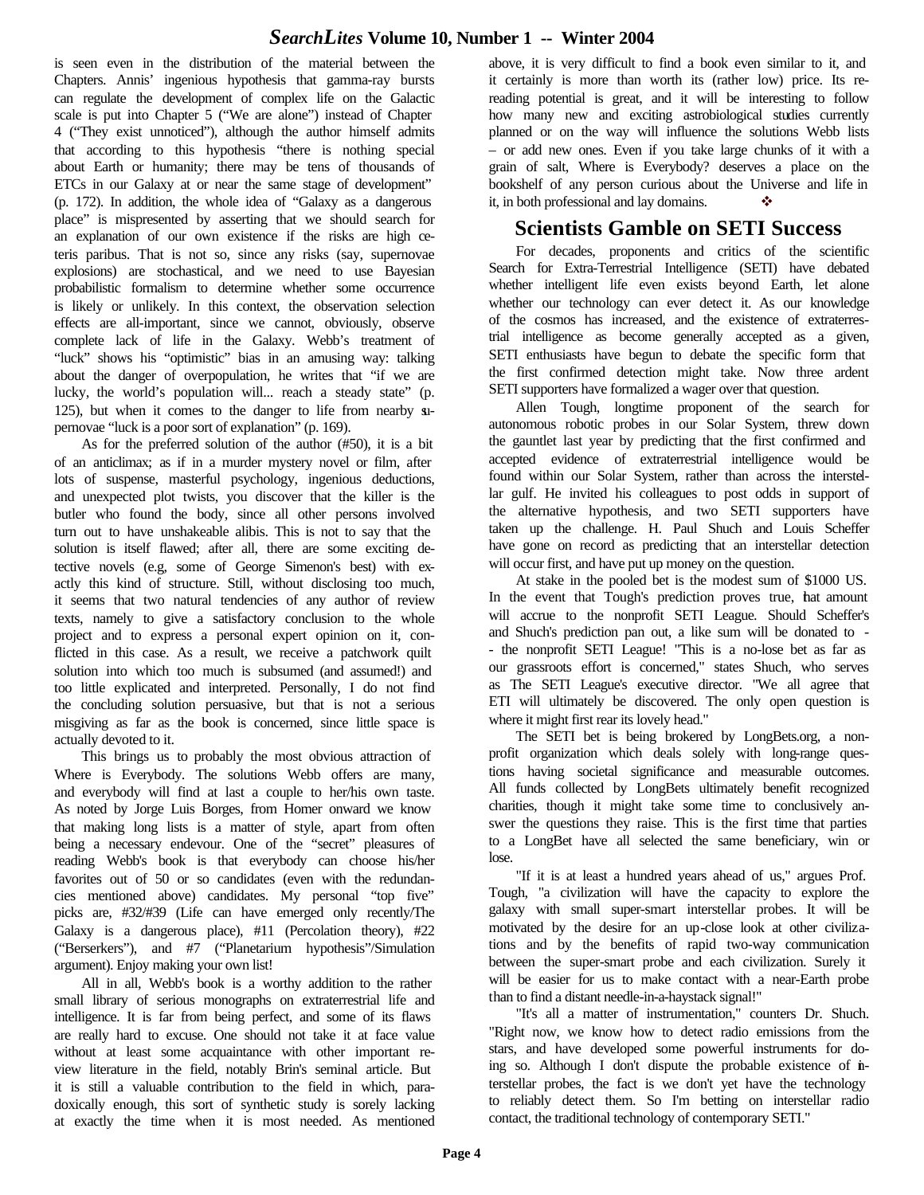is seen even in the distribution of the material between the Chapters. Annis' ingenious hypothesis that gamma-ray bursts can regulate the development of complex life on the Galactic scale is put into Chapter 5 ("We are alone") instead of Chapter 4 ("They exist unnoticed"), although the author himself admits that according to this hypothesis "there is nothing special about Earth or humanity; there may be tens of thousands of ETCs in our Galaxy at or near the same stage of development" (p. 172). In addition, the whole idea of "Galaxy as a dangerous place" is mispresented by asserting that we should search for an explanation of our own existence if the risks are high ceteris paribus. That is not so, since any risks (say, supernovae explosions) are stochastical, and we need to use Bayesian probabilistic formalism to determine whether some occurrence is likely or unlikely. In this context, the observation selection effects are all-important, since we cannot, obviously, observe complete lack of life in the Galaxy. Webb's treatment of "luck" shows his "optimistic" bias in an amusing way: talking about the danger of overpopulation, he writes that "if we are lucky, the world's population will... reach a steady state" (p. 125), but when it comes to the danger to life from nearby supernovae "luck is a poor sort of explanation" (p. 169).

As for the preferred solution of the author (#50), it is a bit of an anticlimax; as if in a murder mystery novel or film, after lots of suspense, masterful psychology, ingenious deductions, and unexpected plot twists, you discover that the killer is the butler who found the body, since all other persons involved turn out to have unshakeable alibis. This is not to say that the solution is itself flawed; after all, there are some exciting detective novels (e.g, some of George Simenon's best) with exactly this kind of structure. Still, without disclosing too much, it seems that two natural tendencies of any author of review texts, namely to give a satisfactory conclusion to the whole project and to express a personal expert opinion on it, conflicted in this case. As a result, we receive a patchwork quilt solution into which too much is subsumed (and assumed!) and too little explicated and interpreted. Personally, I do not find the concluding solution persuasive, but that is not a serious misgiving as far as the book is concerned, since little space is actually devoted to it.

This brings us to probably the most obvious attraction of Where is Everybody. The solutions Webb offers are many, and everybody will find at last a couple to her/his own taste. As noted by Jorge Luis Borges, from Homer onward we know that making long lists is a matter of style, apart from often being a necessary endevour. One of the "secret" pleasures of reading Webb's book is that everybody can choose his/her favorites out of 50 or so candidates (even with the redundancies mentioned above) candidates. My personal "top five" picks are, #32/#39 (Life can have emerged only recently/The Galaxy is a dangerous place), #11 (Percolation theory), #22 ("Berserkers"), and #7 ("Planetarium hypothesis"/Simulation argument). Enjoy making your own list!

All in all, Webb's book is a worthy addition to the rather small library of serious monographs on extraterrestrial life and intelligence. It is far from being perfect, and some of its flaws are really hard to excuse. One should not take it at face value without at least some acquaintance with other important review literature in the field, notably Brin's seminal article. But it is still a valuable contribution to the field in which, paradoxically enough, this sort of synthetic study is sorely lacking at exactly the time when it is most needed. As mentioned above, it is very difficult to find a book even similar to it, and it certainly is more than worth its (rather low) price. Its re-reading potential is great, and it will be interesting to follow how many new and exciting astrobiological studies currently planned or on the way will influence the solutions Webb lists – or add new ones. Even if you take large chunks of it with a grain of salt, Where is Everybody? deserves a place on the bookshelf of any person curious about the Universe and life in it, in both professional and lay domains. ❖

## Scientists Gamble on SETI Success

For decades, proponents and critics of the scientific Search for Extra-Terrestrial Intelligence (SETI) have debated whether intelligent life even exists beyond Earth, let alone whether our technology can ever detect it. As our knowledge of the cosmos has increased, and the existence of extraterrestrial intelligence as become generally accepted as a given, SETI enthusiasts have begun to debate the specific form that the first confirmed detection might take. Now three ardent SETI supporters have formalized a wager over that question.

Allen Tough, longtime proponent of the search for autonomous robotic probes in our Solar System, threw down the gauntlet last year by predicting that the first confirmed and accepted evidence of extraterrestrial intelligence would be found within our Solar System, rather than across the interstellar gulf. He invited his colleagues to post odds in support of the alternative hypothesis, and two SETI supporters have taken up the challenge. H. Paul Shuch and Louis Scheffer have gone on record as predicting that an interstellar detection will occur first, and have put up money on the question.

At stake in the pooled bet is the modest sum of $1000 US. In the event that Tough's prediction proves true, that amount will accrue to the nonprofit SETI League. Should Scheffer's and Shuch's prediction pan out, a like sum will be donated to -- the nonprofit SETI League! "This is a no-lose bet as far as our grassroots effort is concerned," states Shuch, who serves as The SETI League's executive director. "We all agree that ETI will ultimately be discovered. The only open question is where it might first rear its lovely head."

The SETI bet is being brokered by LongBets.org, a nonprofit organization which deals solely with long-range questions having societal significance and measurable outcomes. All funds collected by LongBets ultimately benefit recognized charities, though it might take some time to conclusively answer the questions they raise. This is the first time that parties to a LongBet have all selected the same beneficiary, win or lose.

"If it is at least a hundred years ahead of us," argues Prof. Tough, "a civilization will have the capacity to explore the galaxy with small super-smart interstellar probes. It will be motivated by the desire for an up-close look at other civilizations and by the benefits of rapid two-way communication between the super-smart probe and each civilization. Surely it will be easier for us to make contact with a near-Earth probe than to find a distant needle-in-a-haystack signal!"

"It's all a matter of instrumentation," counters Dr. Shuch. "Right now, we know how to detect radio emissions from the stars, and have developed some powerful instruments for doing so. Although I don't dispute the probable existence of interstellar probes, the fact is we don't yet have the technology to reliably detect them. So I'm betting on interstellar radio contact, the traditional technology of contemporary SETI."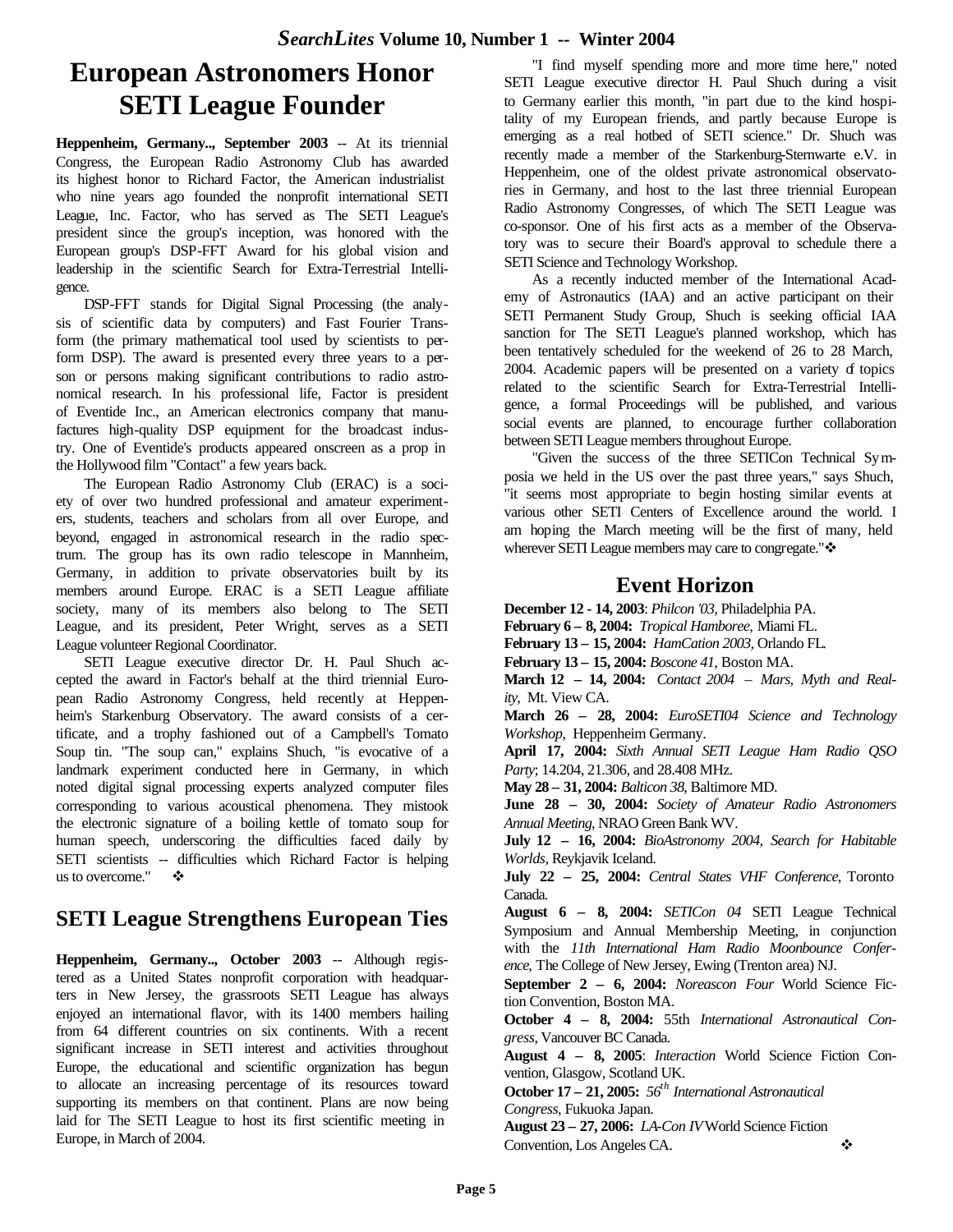# European Astronomers Honor SETI League Founder

**Heppenheim, Germany.., September 2003** -- At its triennial Congress, the European Radio Astronomy Club has awarded its highest honor to Richard Factor, the American industrialist who nine years ago founded the nonprofit international SETI League, Inc. Factor, who has served as The SETI League's president since the group's inception, was honored with the European group's DSP-FFT Award for his global vision and leadership in the scientific Search for Extra-Terrestrial Intelligence.

DSP-FFT stands for Digital Signal Processing (the analysis of scientific data by computers) and Fast Fourier Transform (the primary mathematical tool used by scientists to perform DSP). The award is presented every three years to a person or persons making significant contributions to radio astronomical research. In his professional life, Factor is president of Eventide Inc., an American electronics company that manufactures high-quality DSP equipment for the broadcast industry. One of Eventide's products appeared onscreen as a prop in the Hollywood film "Contact" a few years back.

The European Radio Astronomy Club (ERAC) is a society of over two hundred professional and amateur experimenters, students, teachers and scholars from all over Europe, and beyond, engaged in astronomical research in the radio spectrum. The group has its own radio telescope in Mannheim, Germany, in addition to private observatories built by its members around Europe. ERAC is a SETI League affiliate society, many of its members also belong to The SETI League, and its president, Peter Wright, serves as a SETI League volunteer Regional Coordinator.

SETI League executive director Dr. H. Paul Shuch accepted the award in Factor's behalf at the third triennial European Radio Astronomy Congress, held recently at Heppenheim's Starkenburg Observatory. The award consists of a certificate, and a trophy fashioned out of a Campbell's Tomato Soup tin. "The soup can," explains Shuch, "is evocative of a landmark experiment conducted here in Germany, in which noted digital signal processing experts analyzed computer files corresponding to various acoustical phenomena. They mistook the electronic signature of a boiling kettle of tomato soup for human speech, underscoring the difficulties faced daily by SETI scientists -- difficulties which Richard Factor is helping us to overcome." ❖

## SETI League Strengthens European Ties

**Heppenheim, Germany.., October 2003** -- Although registered as a United States nonprofit corporation with headquarters in New Jersey, the grassroots SETI League has always enjoyed an international flavor, with its 1400 members hailing from 64 different countries on six continents. With a recent significant increase in SETI interest and activities throughout Europe, the educational and scientific organization has begun to allocate an increasing percentage of its resources toward supporting its members on that continent. Plans are now being laid for The SETI League to host its first scientific meeting in Europe, in March of 2004.

"I find myself spending more and more time here," noted SETI League executive director H. Paul Shuch during a visit to Germany earlier this month, "in part due to the kind hospitality of my European friends, and partly because Europe is emerging as a real hotbed of SETI science." Dr. Shuch was recently made a member of the Starkenburg-Sternwarte e.V. in Heppenheim, one of the oldest private astronomical observatories in Germany, and host to the last three triennial European Radio Astronomy Congresses, of which The SETI League was co-sponsor. One of his first acts as a member of the Observatory was to secure their Board's approval to schedule there a SETI Science and Technology Workshop.

As a recently inducted member of the International Academy of Astronautics (IAA) and an active participant on their SETI Permanent Study Group, Shuch is seeking official IAA sanction for The SETI League's planned workshop, which has been tentatively scheduled for the weekend of 26 to 28 March, 2004. Academic papers will be presented on a variety of topics related to the scientific Search for Extra-Terrestrial Intelligence, a formal Proceedings will be published, and various social events are planned, to encourage further collaboration between SETI League members throughout Europe.

"Given the success of the three SETICon Technical Symposia we held in the US over the past three years," says Shuch, "it seems most appropriate to begin hosting similar events at various other SETI Centers of Excellence around the world. I am hoping the March meeting will be the first of many, held wherever SETI League members may care to congregate."❖

## Event Horizon

**December 12 - 14, 2003**: *Philcon '03*, Philadelphia PA.

**February 6 – 8, 2004:** *Tropical Hamboree*, Miami FL.

**February 13 – 15, 2004:** *HamCation 2003*, Orlando FL.

**February 13 – 15, 2004:** *Boscone 41*, Boston MA.

**March 12 – 14, 2004:** *Contact 2004 – Mars, Myth and Reality*, Mt. View CA.

**March 26 – 28, 2004:** *EuroSETI04 Science and Technology Workshop*, Heppenheim Germany.

**April 17, 2004:** *Sixth Annual SETI League Ham Radio QSO Party*; 14.204, 21.306, and 28.408 MHz.

**May 28 – 31, 2004:** *Balticon 38*, Baltimore MD.

**June 28 – 30, 2004:** *Society of Amateur Radio Astronomers Annual Meeting*, NRAO Green Bank WV.

**July 12 – 16, 2004:** *BioAstronomy 2004, Search for Habitable Worlds*, Reykjavik Iceland.

**July 22 – 25, 2004:** *Central States VHF Conference*, Toronto Canada.

**August 6 – 8, 2004:** *SETICon 04* SETI League Technical Symposium and Annual Membership Meeting, in conjunction with the *11th International Ham Radio Moonbounce Conference*, The College of New Jersey, Ewing (Trenton area) NJ.

**September 2 – 6, 2004:** *Noreascon Four* World Science Fiction Convention, Boston MA.

**October 4 – 8, 2004:** 55th *International Astronautical Congress*, Vancouver BC Canada.

**August 4 – 8, 2005**: *Interaction* World Science Fiction Convention, Glasgow, Scotland UK.

**October 17 – 21, 2005:** *56th International Astronautical Congress*, Fukuoka Japan.

**August 23 – 27, 2006:** *LA-Con IV* World Science Fiction Convention, Los Angeles CA. ❖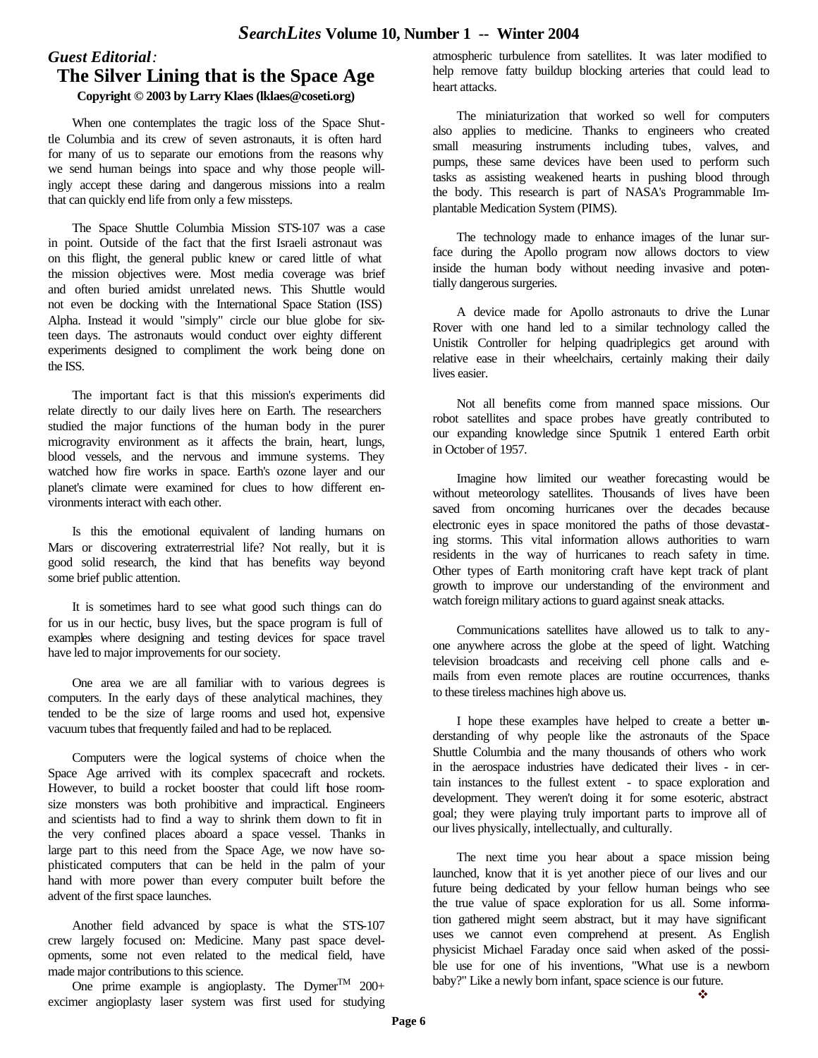*Guest Editorial:*

## The Silver Lining that is the Space Age

**Copyright © 2003 by Larry Klaes (lklaes@coseti.org)**

When one contemplates the tragic loss of the Space Shuttle Columbia and its crew of seven astronauts, it is often hard for many of us to separate our emotions from the reasons why we send human beings into space and why those people willingly accept these daring and dangerous missions into a realm that can quickly end life from only a few missteps.

The Space Shuttle Columbia Mission STS-107 was a case in point. Outside of the fact that the first Israeli astronaut was on this flight, the general public knew or cared little of what the mission objectives were. Most media coverage was brief and often buried amidst unrelated news. This Shuttle would not even be docking with the International Space Station (ISS) Alpha. Instead it would "simply" circle our blue globe for sixteen days. The astronauts would conduct over eighty different experiments designed to compliment the work being done on the ISS.

The important fact is that this mission's experiments did relate directly to our daily lives here on Earth. The researchers studied the major functions of the human body in the purer microgravity environment as it affects the brain, heart, lungs, blood vessels, and the nervous and immune systems. They watched how fire works in space. Earth's ozone layer and our planet's climate were examined for clues to how different environments interact with each other.

Is this the emotional equivalent of landing humans on Mars or discovering extraterrestrial life? Not really, but it is good solid research, the kind that has benefits way beyond some brief public attention.

It is sometimes hard to see what good such things can do for us in our hectic, busy lives, but the space program is full of examples where designing and testing devices for space travel have led to major improvements for our society.

One area we are all familiar with to various degrees is computers. In the early days of these analytical machines, they tended to be the size of large rooms and used hot, expensive vacuum tubes that frequently failed and had to be replaced.

Computers were the logical systems of choice when the Space Age arrived with its complex spacecraft and rockets. However, to build a rocket booster that could lift those room-size monsters was both prohibitive and impractical. Engineers and scientists had to find a way to shrink them down to fit in the very confined places aboard a space vessel. Thanks in large part to this need from the Space Age, we now have sophisticated computers that can be held in the palm of your hand with more power than every computer built before the advent of the first space launches.

Another field advanced by space is what the STS-107 crew largely focused on: Medicine. Many past space developments, some not even related to the medical field, have made major contributions to this science.

One prime example is angioplasty. The Dymer™ 200+ excimer angioplasty laser system was first used for studying atmospheric turbulence from satellites. It was later modified to help remove fatty buildup blocking arteries that could lead to heart attacks.

The miniaturization that worked so well for computers also applies to medicine. Thanks to engineers who created small measuring instruments including tubes, valves, and pumps, these same devices have been used to perform such tasks as assisting weakened hearts in pushing blood through the body. This research is part of NASA's Programmable Implantable Medication System (PIMS).

The technology made to enhance images of the lunar surface during the Apollo program now allows doctors to view inside the human body without needing invasive and potentially dangerous surgeries.

A device made for Apollo astronauts to drive the Lunar Rover with one hand led to a similar technology called the Unistik Controller for helping quadriplegics get around with relative ease in their wheelchairs, certainly making their daily lives easier.

Not all benefits come from manned space missions. Our robot satellites and space probes have greatly contributed to our expanding knowledge since Sputnik 1 entered Earth orbit in October of 1957.

Imagine how limited our weather forecasting would be without meteorology satellites. Thousands of lives have been saved from oncoming hurricanes over the decades because electronic eyes in space monitored the paths of those devastating storms. This vital information allows authorities to warn residents in the way of hurricanes to reach safety in time. Other types of Earth monitoring craft have kept track of plant growth to improve our understanding of the environment and watch foreign military actions to guard against sneak attacks.

Communications satellites have allowed us to talk to anyone anywhere across the globe at the speed of light. Watching television broadcasts and receiving cell phone calls and e-mails from even remote places are routine occurrences, thanks to these tireless machines high above us.

I hope these examples have helped to create a better understanding of why people like the astronauts of the Space Shuttle Columbia and the many thousands of others who work in the aerospace industries have dedicated their lives - in certain instances to the fullest extent - to space exploration and development. They weren't doing it for some esoteric, abstract goal; they were playing truly important parts to improve all of our lives physically, intellectually, and culturally.

The next time you hear about a space mission being launched, know that it is yet another piece of our lives and our future being dedicated by your fellow human beings who see the true value of space exploration for us all. Some information gathered might seem abstract, but it may have significant uses we cannot even comprehend at present. As English physicist Michael Faraday once said when asked of the possible use for one of his inventions, "What use is a newborn baby?" Like a newly born infant, space science is our future.

❖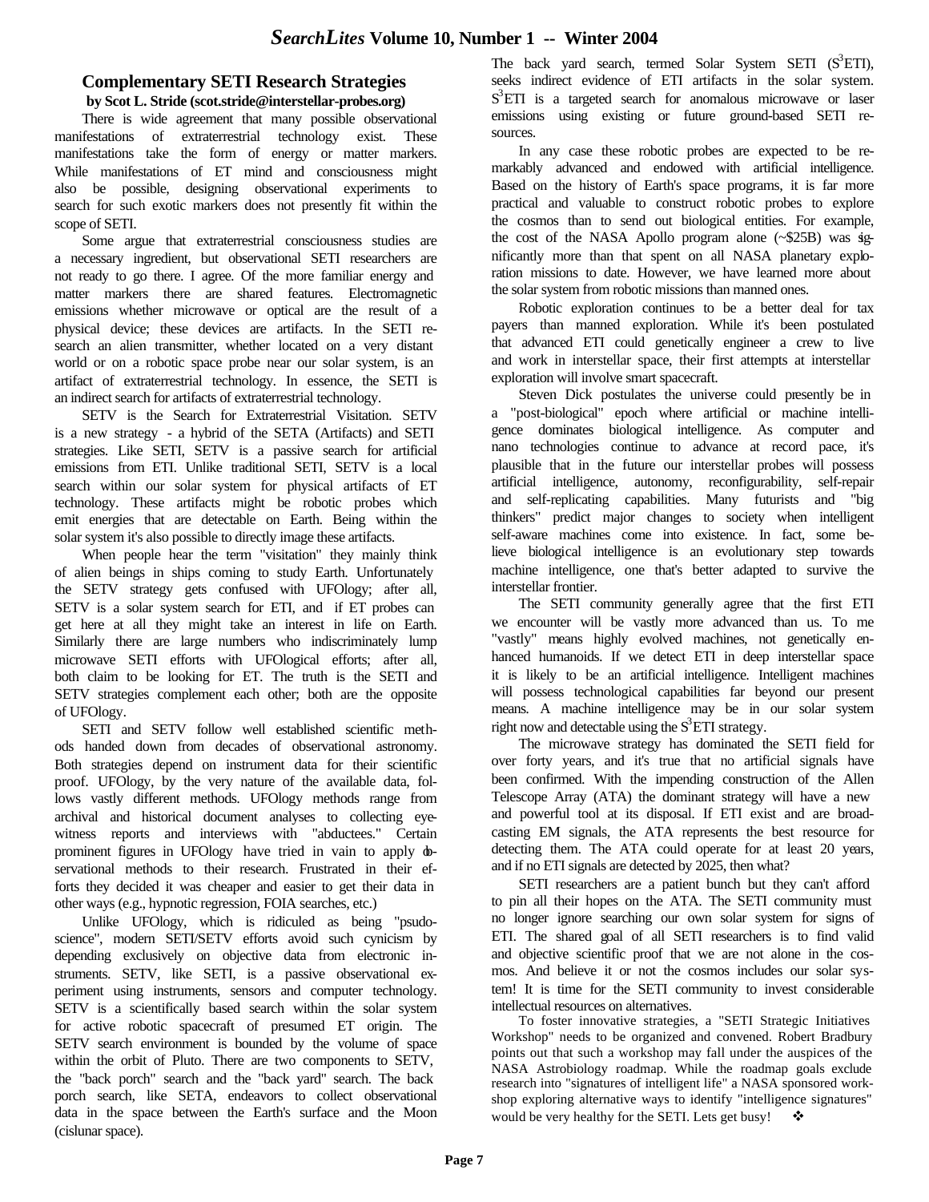## Complementary SETI Research Strategies

**by Scot L. Stride (scot.stride@interstellar-probes.org)**

There is wide agreement that many possible observational manifestations of extraterrestrial technology exist. These manifestations take the form of energy or matter markers. While manifestations of ET mind and consciousness might also be possible, designing observational experiments to search for such exotic markers does not presently fit within the scope of SETI.

Some argue that extraterrestrial consciousness studies are a necessary ingredient, but observational SETI researchers are not ready to go there. I agree. Of the more familiar energy and matter markers there are shared features. Electromagnetic emissions whether microwave or optical are the result of a physical device; these devices are artifacts. In the SETI research an alien transmitter, whether located on a very distant world or on a robotic space probe near our solar system, is an artifact of extraterrestrial technology. In essence, the SETI is an indirect search for artifacts of extraterrestrial technology.

SETV is the Search for Extraterrestrial Visitation. SETV is a new strategy - a hybrid of the SETA (Artifacts) and SETI strategies. Like SETI, SETV is a passive search for artificial emissions from ETI. Unlike traditional SETI, SETV is a local search within our solar system for physical artifacts of ET technology. These artifacts might be robotic probes which emit energies that are detectable on Earth. Being within the solar system it's also possible to directly image these artifacts.

When people hear the term "visitation" they mainly think of alien beings in ships coming to study Earth. Unfortunately the SETV strategy gets confused with UFOlogy; after all, SETV is a solar system search for ETI, and if ET probes can get here at all they might take an interest in life on Earth. Similarly there are large numbers who indiscriminately lump microwave SETI efforts with UFOlogical efforts; after all, both claim to be looking for ET. The truth is the SETI and SETV strategies complement each other; both are the opposite of UFOlogy.

SETI and SETV follow well established scientific methods handed down from decades of observational astronomy. Both strategies depend on instrument data for their scientific proof. UFOlogy, by the very nature of the available data, follows vastly different methods. UFOlogy methods range from archival and historical document analyses to collecting eyewitness reports and interviews with "abductees." Certain prominent figures in UFOlogy have tried in vain to apply observational methods to their research. Frustrated in their efforts they decided it was cheaper and easier to get their data in other ways (e.g., hypnotic regression, FOIA searches, etc.)

Unlike UFOlogy, which is ridiculed as being "psudo-science", modern SETI/SETV efforts avoid such cynicism by depending exclusively on objective data from electronic instruments. SETV, like SETI, is a passive observational experiment using instruments, sensors and computer technology. SETV is a scientifically based search within the solar system for active robotic spacecraft of presumed ET origin. The SETV search environment is bounded by the volume of space within the orbit of Pluto. There are two components to SETV, the "back porch" search and the "back yard" search. The back porch search, like SETA, endeavors to collect observational data in the space between the Earth's surface and the Moon (cislunar space).

The back yard search, termed Solar System SETI ($S^3$ETI), seeks indirect evidence of ETI artifacts in the solar system. $S^3$ETI is a targeted search for anomalous microwave or laser emissions using existing or future ground-based SETI resources.

In any case these robotic probes are expected to be remarkably advanced and endowed with artificial intelligence. Based on the history of Earth's space programs, it is far more practical and valuable to construct robotic probes to explore the cosmos than to send out biological entities. For example, the cost of the NASA Apollo program alone (~$25B) was significantly more than that spent on all NASA planetary exploration missions to date. However, we have learned more about the solar system from robotic missions than manned ones.

Robotic exploration continues to be a better deal for tax payers than manned exploration. While it's been postulated that advanced ETI could genetically engineer a crew to live and work in interstellar space, their first attempts at interstellar exploration will involve smart spacecraft.

Steven Dick postulates the universe could presently be in a "post-biological" epoch where artificial or machine intelligence dominates biological intelligence. As computer and nano technologies continue to advance at record pace, it's plausible that in the future our interstellar probes will possess artificial intelligence, autonomy, reconfigurability, self-repair and self-replicating capabilities. Many futurists and "big thinkers" predict major changes to society when intelligent self-aware machines come into existence. In fact, some believe biological intelligence is an evolutionary step towards machine intelligence, one that's better adapted to survive the interstellar frontier.

The SETI community generally agree that the first ETI we encounter will be vastly more advanced than us. To me "vastly" means highly evolved machines, not genetically enhanced humanoids. If we detect ETI in deep interstellar space it is likely to be an artificial intelligence. Intelligent machines will possess technological capabilities far beyond our present means. A machine intelligence may be in our solar system right now and detectable using the $S^3$ETI strategy.

The microwave strategy has dominated the SETI field for over forty years, and it's true that no artificial signals have been confirmed. With the impending construction of the Allen Telescope Array (ATA) the dominant strategy will have a new and powerful tool at its disposal. If ETI exist and are broadcasting EM signals, the ATA represents the best resource for detecting them. The ATA could operate for at least 20 years, and if no ETI signals are detected by 2025, then what?

SETI researchers are a patient bunch but they can't afford to pin all their hopes on the ATA. The SETI community must no longer ignore searching our own solar system for signs of ETI. The shared goal of all SETI researchers is to find valid and objective scientific proof that we are not alone in the cosmos. And believe it or not the cosmos includes our solar system! It is time for the SETI community to invest considerable intellectual resources on alternatives.

To foster innovative strategies, a "SETI Strategic Initiatives Workshop" needs to be organized and convened. Robert Bradbury points out that such a workshop may fall under the auspices of the NASA Astrobiology roadmap. While the roadmap goals exclude research into "signatures of intelligent life" a NASA sponsored workshop exploring alternative ways to identify "intelligence signatures" would be very healthy for the SETI. Lets get busy! ❖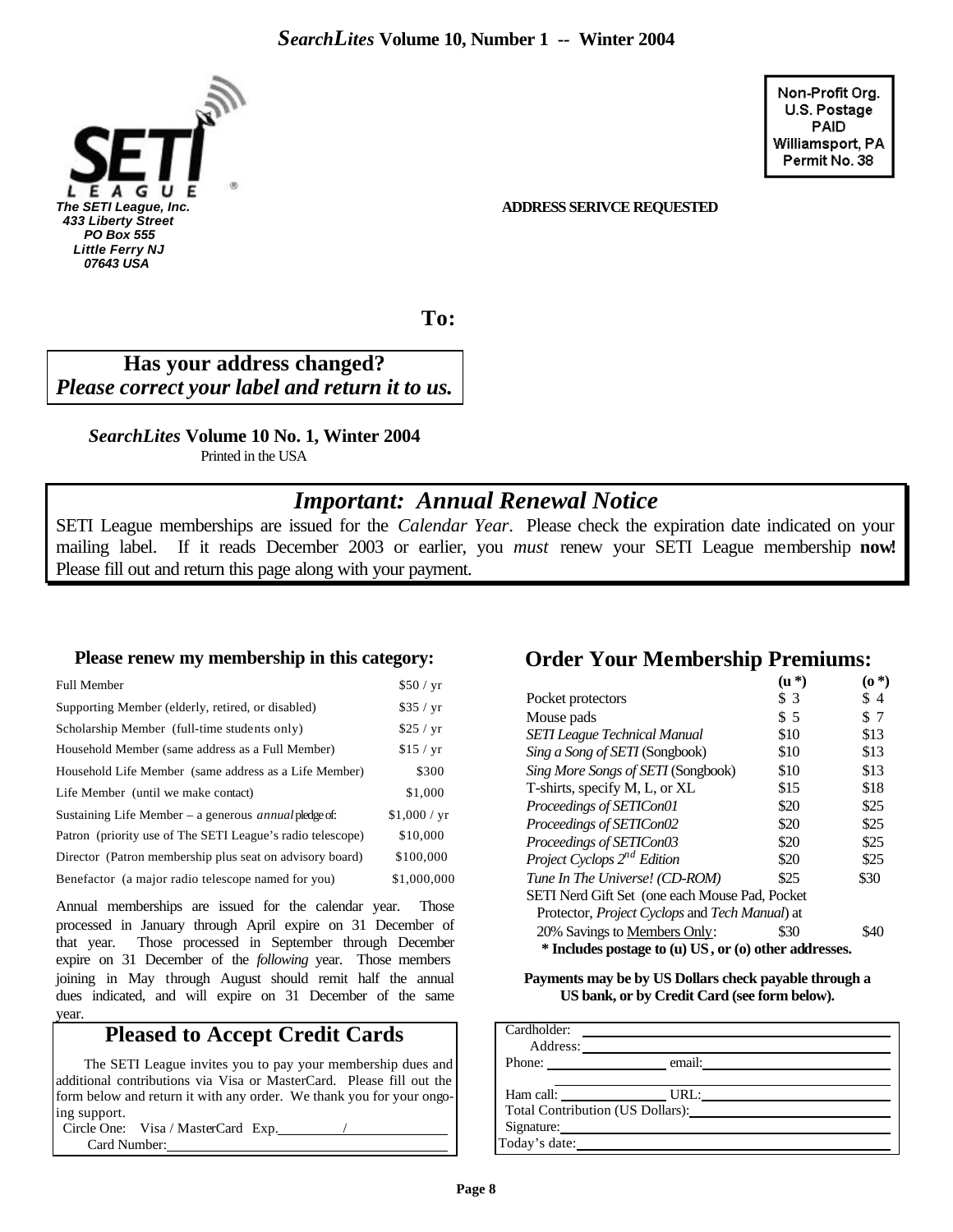**The SETI League, Inc.**
**433 Liberty Street**
**PO Box 555**
**Little Ferry NJ**
**07643 USA**

Non-Profit Org.
U.S. Postage
PAID
Williamsport, PA
Permit No. 38

**ADDRESS SERIVCE REQUESTED**

**To:**

**Has your address changed?**
***Please correct your label and return it to us.***

***SearchLites*** **Volume 10 No. 1, Winter 2004**
Printed in the USA

## *Important: Annual Renewal Notice*

SETI League memberships are issued for the *Calendar Year*. Please check the expiration date indicated on your mailing label. If it reads December 2003 or earlier, you *must* renew your SETI League membership **now!** Please fill out and return this page along with your payment.

### Please renew my membership in this category:

| | |
|---|---|
| Full Member | $50 / yr |
| Supporting Member (elderly, retired, or disabled) | $35 / yr |
| Scholarship Member (full-time students only) | $25 / yr |
| Household Member (same address as a Full Member) | $15 / yr |
| Household Life Member (same address as a Life Member) | $300 |
| Life Member (until we make contact) | $1,000 |
| Sustaining Life Member – a generous *annual* pledge of: | $1,000 / yr |
| Patron (priority use of The SETI League's radio telescope) | $10,000 |
| Director (Patron membership plus seat on advisory board) | $100,000 |
| Benefactor (a major radio telescope named for you) | $1,000,000 |

Annual memberships are issued for the calendar year. Those processed in January through April expire on 31 December of that year. Those processed in September through December expire on 31 December of the *following* year. Those members joining in May through August should remit half the annual dues indicated, and will expire on 31 December of the same year.

### Pleased to Accept Credit Cards

The SETI League invites you to pay your membership dues and additional contributions via Visa or MasterCard. Please fill out the form below and return it with any order. We thank you for your ongoing support.

Circle One: Visa / MasterCard Exp. ________ / ____________

Card Number: ________________________________

## Order Your Membership Premiums:

| | (u *) | (o *) |
|---|---|---|
| Pocket protectors | $ 3 | $ 4 |
| Mouse pads | $ 5 | $ 7 |
| *SETI League Technical Manual* | $10 | $13 |
| *Sing a Song of SETI* (Songbook) | $10 | $13 |
| *Sing More Songs of SETI* (Songbook) | $10 | $13 |
| T-shirts, specify M, L, or XL | $15 | $18 |
| *Proceedings of SETICon01* | $20 | $25 |
| *Proceedings of SETICon02* | $20 | $25 |
| *Proceedings of SETICon03* | $20 | $25 |
| *Project Cyclops 2nd Edition* | $20 | $25 |
| *Tune In The Universe! (CD-ROM)* | $25 | $30 |
| SETI Nerd Gift Set (one each Mouse Pad, Pocket Protector, *Project Cyclops* and *Tech Manual*) at 20% Savings to Members Only: | $30 | $40 |

**\* Includes postage to (u) US, or (o) other addresses.**

**Payments may be by US Dollars check payable through a US bank, or by Credit Card (see form below).**

Cardholder: ________________________________
Address: ________________________________
Phone: ______________ email: ______________________
Ham call: ______________ URL: ______________________
Total Contribution (US Dollars): ______________________
Signature: ________________________________
Today's date: ________________________________